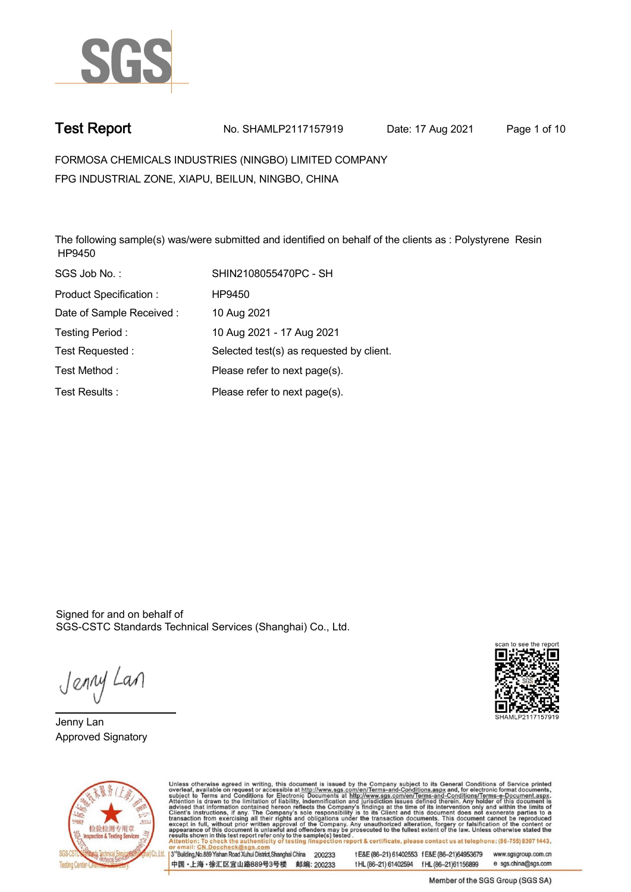# Test Report

No. SHAMLP2117157919 Date: 17 Aug 2021

FORMOSA CHEMICALS INDUSTRIES (NINGBO) LIMITED COMPANY
FPG INDUSTRIAL ZONE, XIAPU, BEILUN, NINGBO, CHINA

The following sample(s) was/were submitted and identified on behalf of the clients as : Polystyrene Resin HP9450

| | |
|---|---|
| SGS Job No. : | SHIN2108055470PC - SH |
| Product Specification : | HP9450 |
| Date of Sample Received : | 10 Aug 2021 |
| Testing Period : | 10 Aug 2021 - 17 Aug 2021 |
| Test Requested : | Selected test(s) as requested by client. |
| Test Method : | Please refer to next page(s). |
| Test Results : | Please refer to next page(s). |

Signed for and on behalf of
SGS-CSTC Standards Technical Services (Shanghai) Co., Ltd.

Jenny Lan
Approved Signatory

scan to see the report
SHAMLP2117157919

Unless otherwise agreed in writing, this document is issued by the Company subject to its General Conditions of Service printed overleaf, available on request or accessible at http://www.sgs.com/en/Terms-and-Conditions.aspx and, for electronic format documents, subject to Terms and Conditions for Electronic Documents at http://www.sgs.com/en/Terms-and-Conditions/Terms-e-Document.aspx. Attention is drawn to the limitation of liability, indemnification and jurisdiction issues defined therein. Any holder of this document is advised that information contained hereon reflects the Company's findings at the time of its intervention only and within the limits of Client's instructions, if any. The Company's sole responsibility is to its Client and this document does not exonerate parties to a transaction from exercising all their rights and obligations under the transaction documents. This document cannot be reproduced except in full, without prior written approval of the Company. Any unauthorized alteration, forgery or falsification of the content or appearance of this document is unlawful and offenders may be prosecuted to the fullest extent of the law. Unless otherwise stated the results shown in this test report refer only to the sample(s) tested.
Attention: To check the authenticity of testing /inspection report & certificate, please contact us at telephone: (86-755) 8307 1443, or email: CN.Doccheck@sgs.com

3rd Building,No.889 Yishan Road Xuhui District,Shanghai China 200233 t E&E (86–21) 61402553 f E&E (86–21)64953679 www.sgsgroup.com.cn
中国・上海・徐汇区宜山路889号3号楼 邮编: 200233 t HL (86–21) 61402594 f HL (86–21)61156899 e sgs.china@sgs.com

Member of the SGS Group (SGS SA)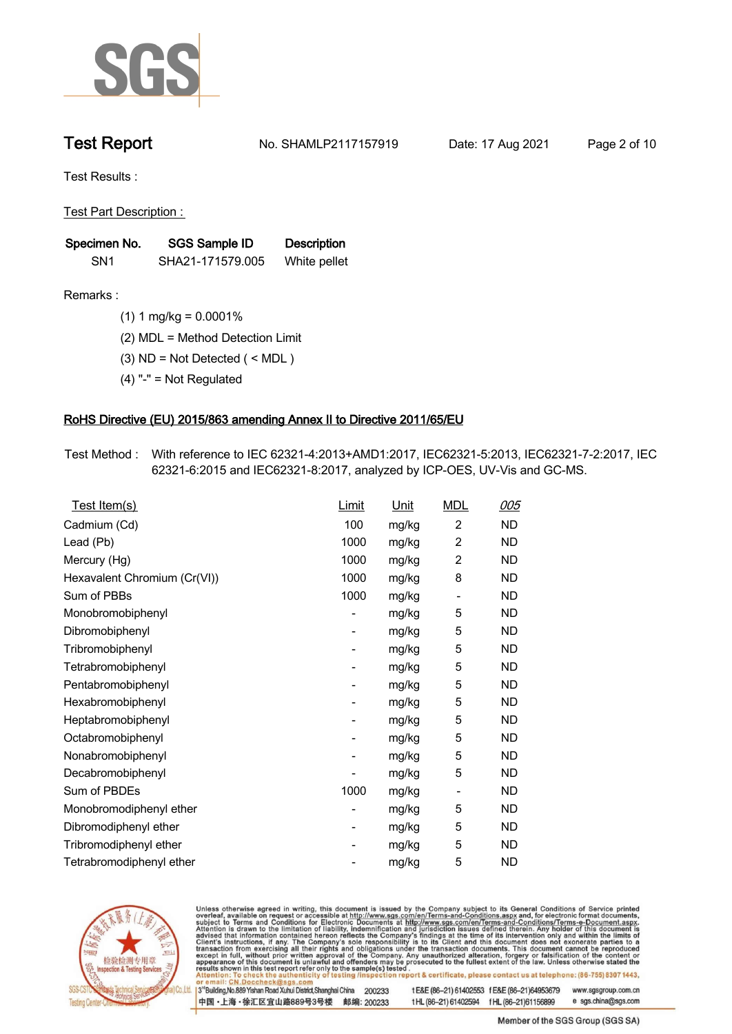Test Results :

Test Part Description :

| Specimen No. | SGS Sample ID | Description |
|---|---|---|
| SN1 | SHA21-171579.005 | White pellet |

Remarks :

(1) 1 mg/kg = 0.0001%

(2) MDL = Method Detection Limit

(3) ND = Not Detected ( < MDL )

(4) "-" = Not Regulated

## RoHS Directive (EU) 2015/863 amending Annex II to Directive 2011/65/EU

Test Method : With reference to IEC 62321-4:2013+AMD1:2017, IEC62321-5:2013, IEC62321-7-2:2017, IEC 62321-6:2015 and IEC62321-8:2017, analyzed by ICP-OES, UV-Vis and GC-MS.

| Test Item(s) | Limit | Unit | MDL | 005 |
|---|---|---|---|---|
| Cadmium (Cd) | 100 | mg/kg | 2 | ND |
| Lead (Pb) | 1000 | mg/kg | 2 | ND |
| Mercury (Hg) | 1000 | mg/kg | 2 | ND |
| Hexavalent Chromium (Cr(VI)) | 1000 | mg/kg | 8 | ND |
| Sum of PBBs | 1000 | mg/kg | - | ND |
| Monobromobiphenyl | - | mg/kg | 5 | ND |
| Dibromobiphenyl | - | mg/kg | 5 | ND |
| Tribromobiphenyl | - | mg/kg | 5 | ND |
| Tetrabromobiphenyl | - | mg/kg | 5 | ND |
| Pentabromobiphenyl | - | mg/kg | 5 | ND |
| Hexabromobiphenyl | - | mg/kg | 5 | ND |
| Heptabromobiphenyl | - | mg/kg | 5 | ND |
| Octabromobiphenyl | - | mg/kg | 5 | ND |
| Nonabromobiphenyl | - | mg/kg | 5 | ND |
| Decabromobiphenyl | - | mg/kg | 5 | ND |
| Sum of PBDEs | 1000 | mg/kg | - | ND |
| Monobromodiphenyl ether | - | mg/kg | 5 | ND |
| Dibromodiphenyl ether | - | mg/kg | 5 | ND |
| Tribromodiphenyl ether | - | mg/kg | 5 | ND |
| Tetrabromodiphenyl ether | - | mg/kg | 5 | ND |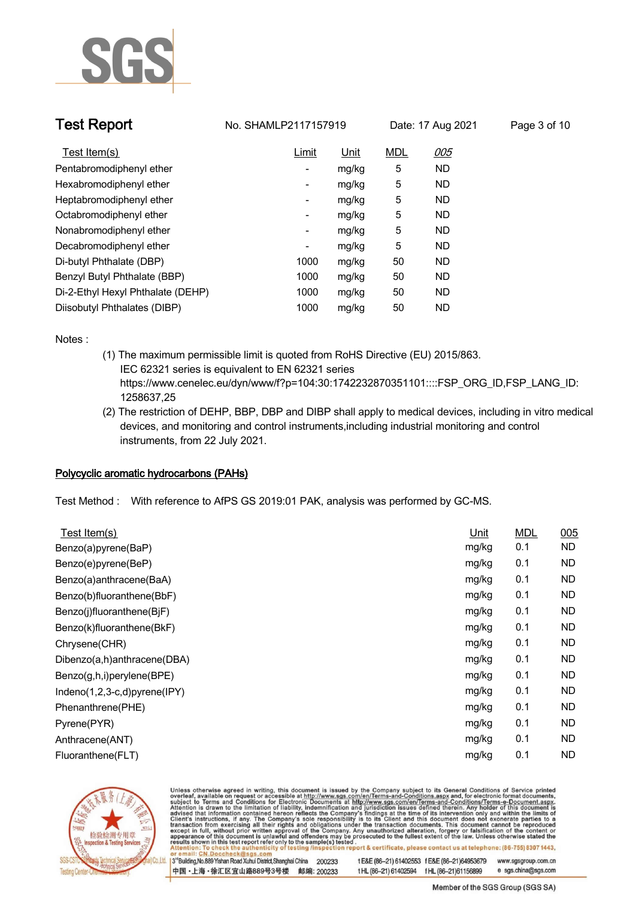| Test Item(s) | Limit | Unit | MDL | *005* |
|---|---|---|---|---|
| Pentabromodiphenyl ether | - | mg/kg | 5 | ND |
| Hexabromodiphenyl ether | - | mg/kg | 5 | ND |
| Heptabromodiphenyl ether | - | mg/kg | 5 | ND |
| Octabromodiphenyl ether | - | mg/kg | 5 | ND |
| Nonabromodiphenyl ether | - | mg/kg | 5 | ND |
| Decabromodiphenyl ether | - | mg/kg | 5 | ND |
| Di-butyl Phthalate (DBP) | 1000 | mg/kg | 50 | ND |
| Benzyl Butyl Phthalate (BBP) | 1000 | mg/kg | 50 | ND |
| Di-2-Ethyl Hexyl Phthalate (DEHP) | 1000 | mg/kg | 50 | ND |
| Diisobutyl Phthalates (DIBP) | 1000 | mg/kg | 50 | ND |

Notes :

(1) The maximum permissible limit is quoted from RoHS Directive (EU) 2015/863.
IEC 62321 series is equivalent to EN 62321 series
https://www.cenelec.eu/dyn/www/f?p=104:30:1742232870351101::::FSP_ORG_ID,FSP_LANG_ID:1258637,25

(2) The restriction of DEHP, BBP, DBP and DIBP shall apply to medical devices, including in vitro medical devices, and monitoring and control instruments,including industrial monitoring and control instruments, from 22 July 2021.

## Polycyclic aromatic hydrocarbons (PAHs)

Test Method : With reference to AfPS GS 2019:01 PAK, analysis was performed by GC-MS.

| Test Item(s) | Unit | MDL | 005 |
|---|---|---|---|
| Benzo(a)pyrene(BaP) | mg/kg | 0.1 | ND |
| Benzo(e)pyrene(BeP) | mg/kg | 0.1 | ND |
| Benzo(a)anthracene(BaA) | mg/kg | 0.1 | ND |
| Benzo(b)fluoranthene(BbF) | mg/kg | 0.1 | ND |
| Benzo(j)fluoranthene(BjF) | mg/kg | 0.1 | ND |
| Benzo(k)fluoranthene(BkF) | mg/kg | 0.1 | ND |
| Chrysene(CHR) | mg/kg | 0.1 | ND |
| Dibenzo(a,h)anthracene(DBA) | mg/kg | 0.1 | ND |
| Benzo(g,h,i)perylene(BPE) | mg/kg | 0.1 | ND |
| Indeno(1,2,3-c,d)pyrene(IPY) | mg/kg | 0.1 | ND |
| Phenanthrene(PHE) | mg/kg | 0.1 | ND |
| Pyrene(PYR) | mg/kg | 0.1 | ND |
| Anthracene(ANT) | mg/kg | 0.1 | ND |
| Fluoranthene(FLT) | mg/kg | 0.1 | ND |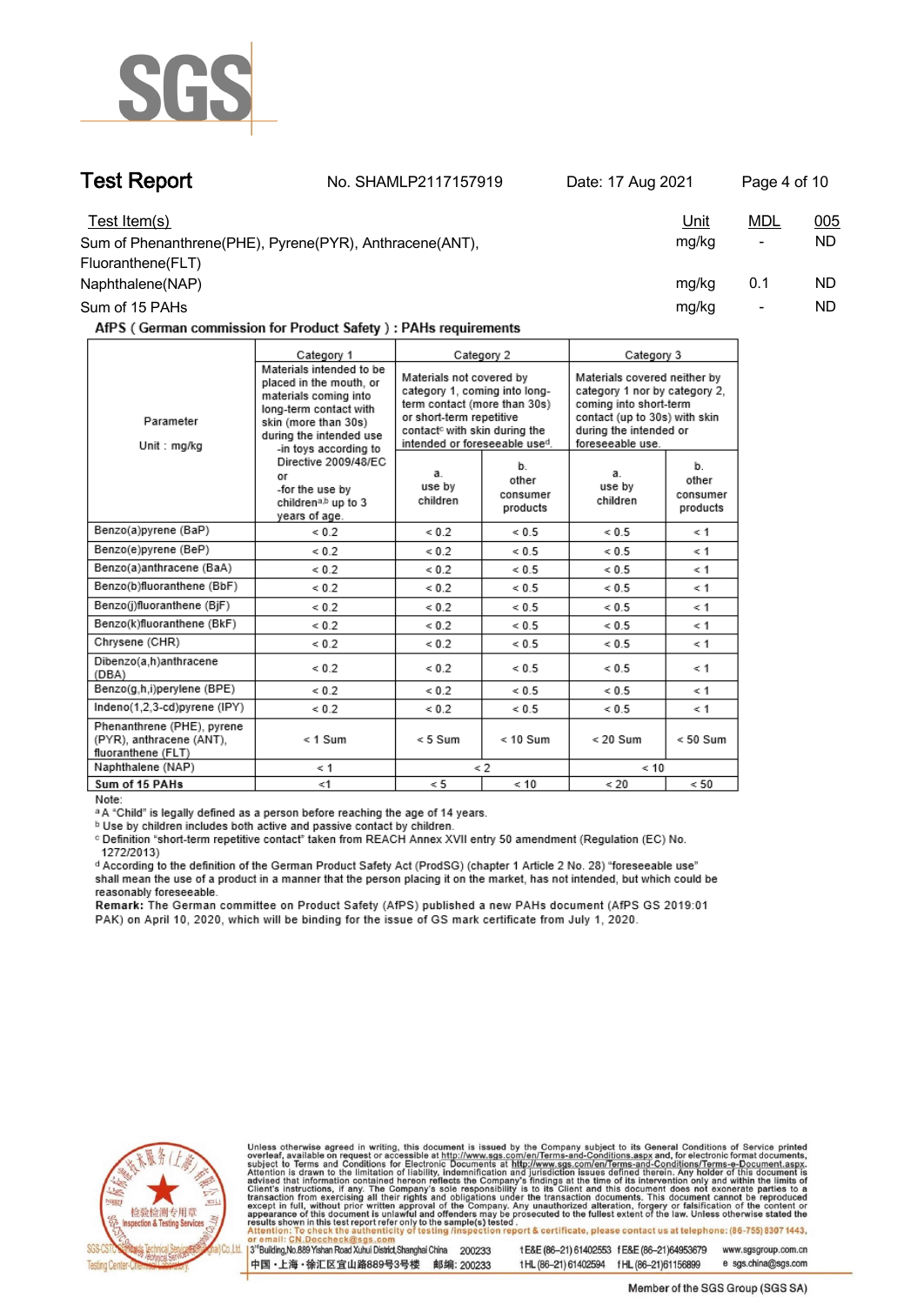## Test Report

No. SHAMLP2117157919 Date: 17 Aug 2021

| Test Item(s) | Unit | MDL | 005 |
|---|---|---|---|
| Sum of Phenanthrene(PHE), Pyrene(PYR), Anthracene(ANT), Fluoranthene(FLT) | mg/kg | - | ND |
| Naphthalene(NAP) | mg/kg | 0.1 | ND |
| Sum of 15 PAHs | mg/kg | - | ND |

**AfPS ( German commission for Product Safety ) : PAHs requirements**

| Parameter<br>Unit : mg/kg | Category 1 | Category 2 | | Category 3 | |
|---|---|---|---|---|---|
| | Materials intended to be placed in the mouth, or materials coming into long-term contact with skin (more than 30s) during the intended use -in toys according to Directive 2009/48/EC or -for the use by children[a,b] up to 3 years of age. | Materials not covered by category 1, coming into long-term contact (more than 30s) or short-term repetitive contact[c] with skin during the intended or foreseeable use[d]. | | Materials covered neither by category 1 nor by category 2, coming into short-term contact (up to 30s) with skin during the intended or foreseeable use. | |
| | | a. use by children | b. other consumer products | a. use by children | b. other consumer products |
| Benzo(a)pyrene (BaP) | < 0.2 | < 0.2 | < 0.5 | < 0.5 | < 1 |
| Benzo(e)pyrene (BeP) | < 0.2 | < 0.2 | < 0.5 | < 0.5 | < 1 |
| Benzo(a)anthracene (BaA) | < 0.2 | < 0.2 | < 0.5 | < 0.5 | < 1 |
| Benzo(b)fluoranthene (BbF) | < 0.2 | < 0.2 | < 0.5 | < 0.5 | < 1 |
| Benzo(j)fluoranthene (BjF) | < 0.2 | < 0.2 | < 0.5 | < 0.5 | < 1 |
| Benzo(k)fluoranthene (BkF) | < 0.2 | < 0.2 | < 0.5 | < 0.5 | < 1 |
| Chrysene (CHR) | < 0.2 | < 0.2 | < 0.5 | < 0.5 | < 1 |
| Dibenzo(a,h)anthracene (DBA) | < 0.2 | < 0.2 | < 0.5 | < 0.5 | < 1 |
| Benzo(g,h,i)perylene (BPE) | < 0.2 | < 0.2 | < 0.5 | < 0.5 | < 1 |
| Indeno(1,2,3-cd)pyrene (IPY) | < 0.2 | < 0.2 | < 0.5 | < 0.5 | < 1 |
| Phenanthrene (PHE), pyrene (PYR), anthracene (ANT), fluoranthene (FLT) | < 1 Sum | < 5 Sum | < 10 Sum | < 20 Sum | < 50 Sum |
| Naphthalene (NAP) | < 1 | < 2 | | < 10 | |
| **Sum of 15 PAHs** | <1 | < 5 | < 10 | < 20 | < 50 |

Note:

[a] A "Child" is legally defined as a person before reaching the age of 14 years.

[b] Use by children includes both active and passive contact by children.

[c] Definition "short-term repetitive contact" taken from REACH Annex XVII entry 50 amendment (Regulation (EC) No. 1272/2013)

[d] According to the definition of the German Product Safety Act (ProdSG) (chapter 1 Article 2 No. 28) "foreseeable use" shall mean the use of a product in a manner that the person placing it on the market, has not intended, but which could be reasonably foreseeable.

**Remark:** The German committee on Product Safety (AfPS) published a new PAHs document (AfPS GS 2019:01 PAK) on April 10, 2020, which will be binding for the issue of GS mark certificate from July 1, 2020.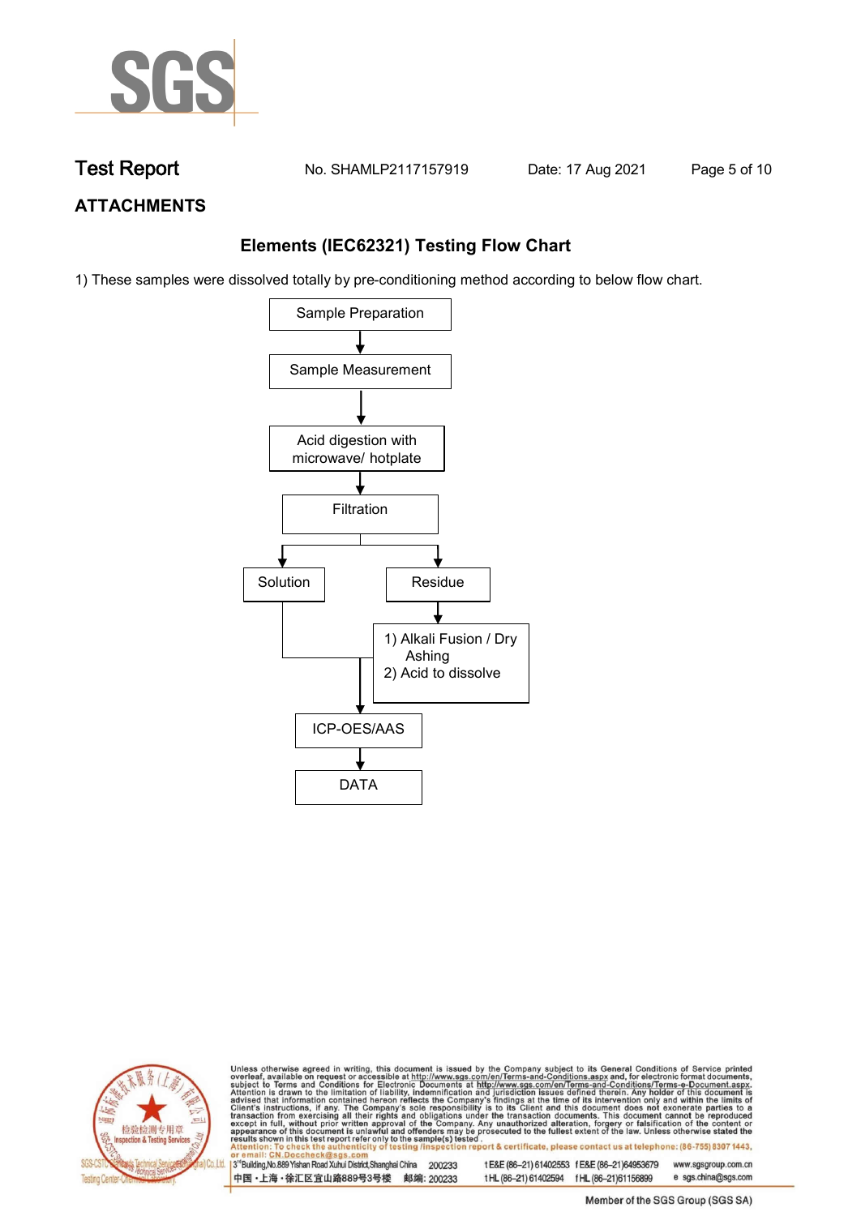## ATTACHMENTS

### Elements (IEC62321) Testing Flow Chart

1) These samples were dissolved totally by pre-conditioning method according to below flow chart.

Sample Preparation

↓

Sample Measurement

↓

Acid digestion with microwave/ hotplate

↓

Filtration

↓ Solution / ↓ Residue

Residue → 1) Alkali Fusion / Dry Ashing 2) Acid to dissolve

Solution + dissolved residue ↓

ICP-OES/AAS

↓

DATA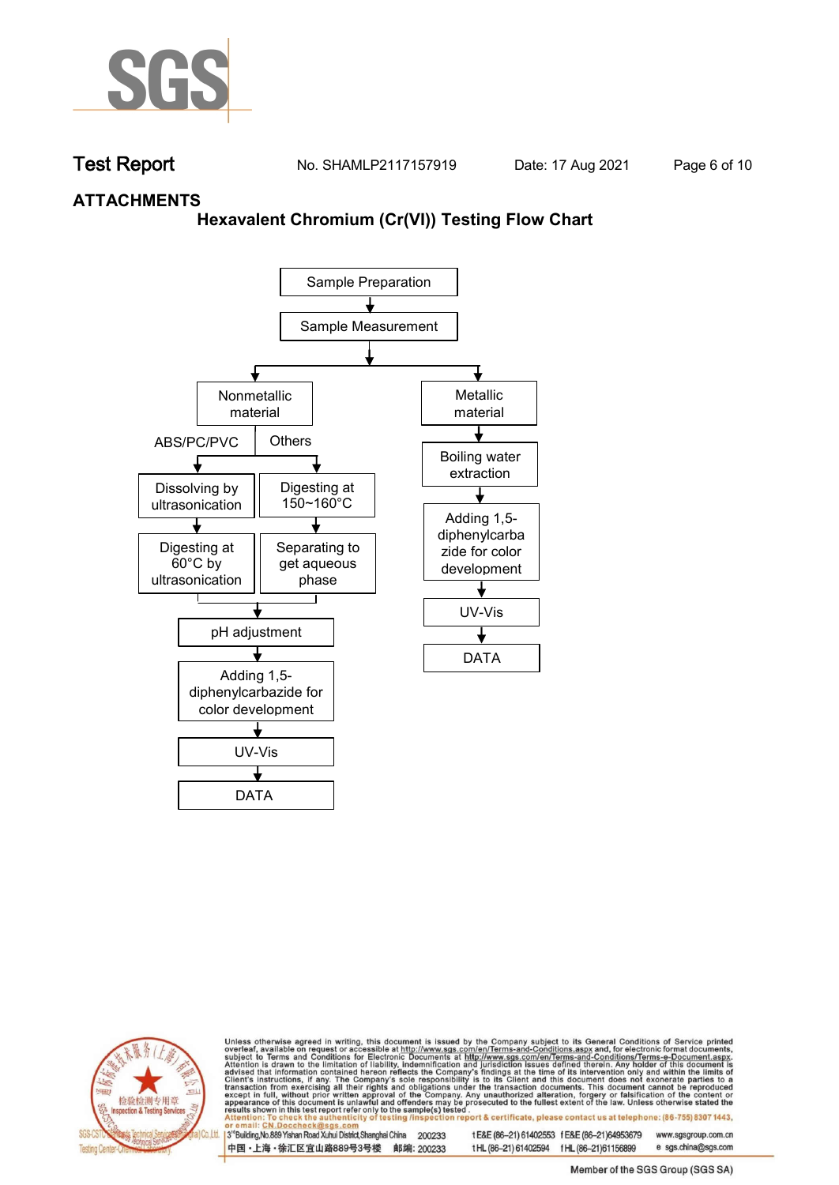## ATTACHMENTS

### Hexavalent Chromium (Cr(VI)) Testing Flow Chart

- Sample Preparation
- → Sample Measurement
- → Nonmetallic material
  - ABS/PC/PVC
    - → Dissolving by ultrasonication
    - → Digesting at 60°C by ultrasonication
  - Others
    - → Digesting at 150~160°C
    - → Separating to get aqueous phase
  - → pH adjustment
  - → Adding 1,5-diphenylcarbazide for color development
  - → UV-Vis
  - → DATA
- → Metallic material
  - → Boiling water extraction
  - → Adding 1,5-diphenylcarbazide for color development
  - → UV-Vis
  - → DATA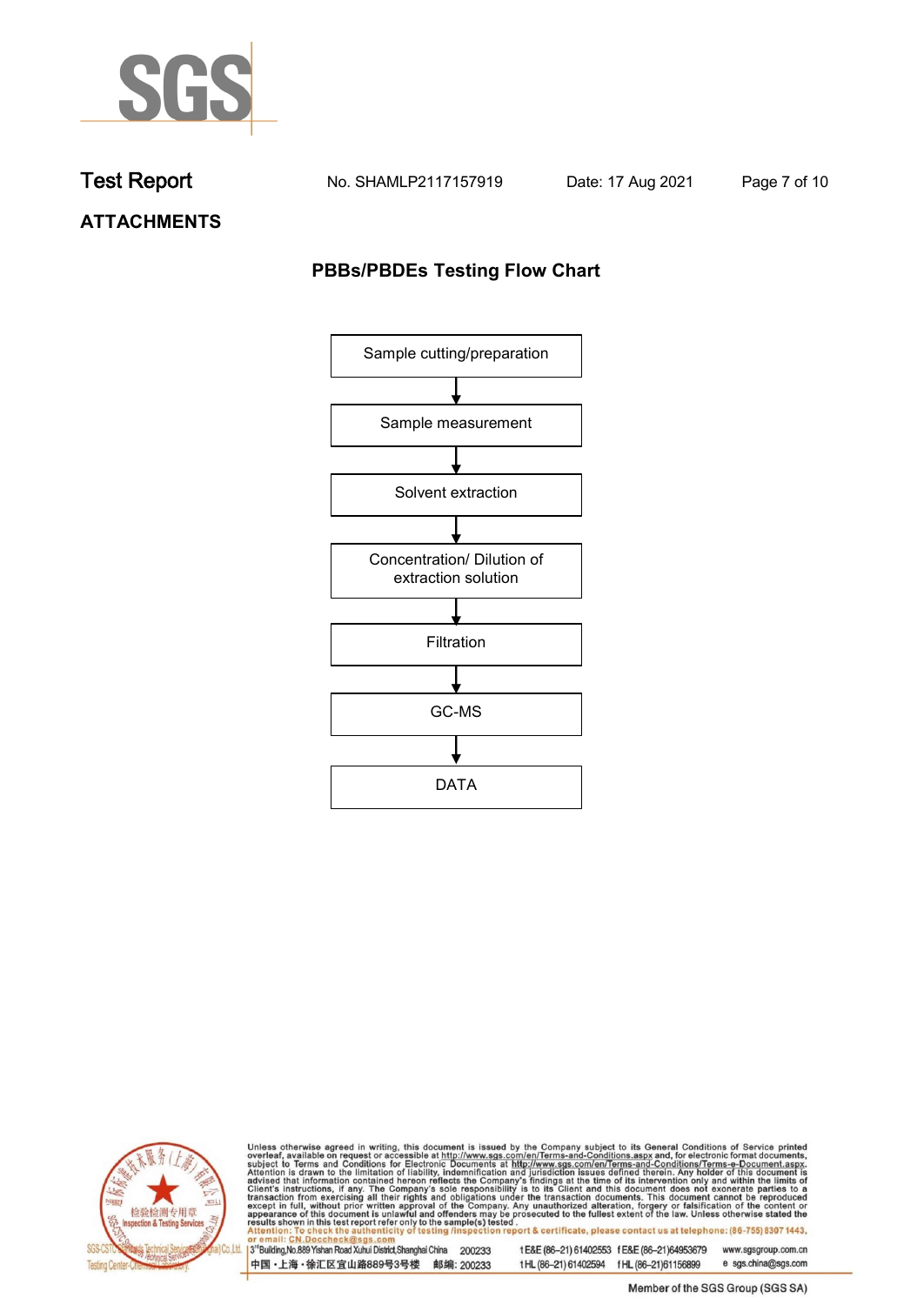## Test Report

No. SHAMLP2117157919 Date: 17 Aug 2021

### ATTACHMENTS

### PBBs/PBDEs Testing Flow Chart

Sample cutting/preparation

↓

Sample measurement

↓

Solvent extraction

↓

Concentration/ Dilution of extraction solution

↓

Filtration

↓

GC-MS

↓

DATA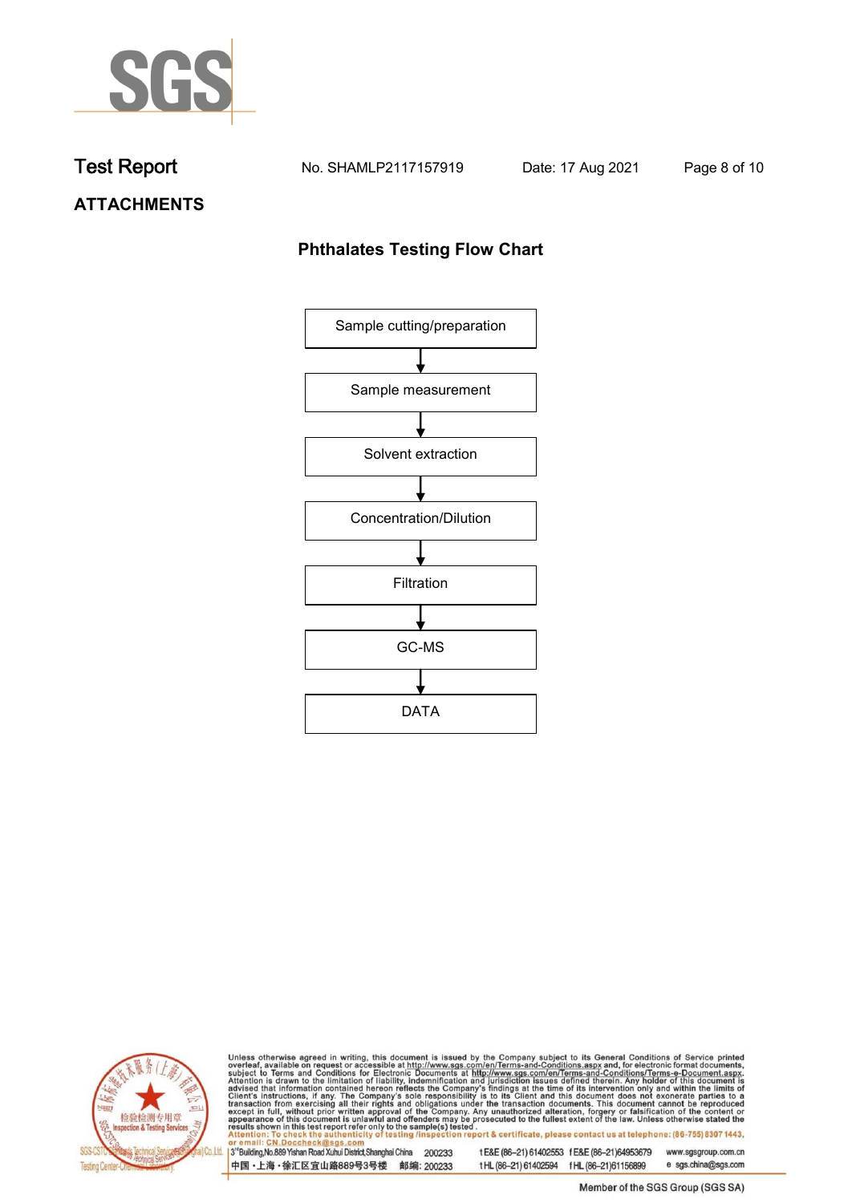# ATTACHMENTS

## Phthalates Testing Flow Chart

Sample cutting/preparation

↓

Sample measurement

↓

Solvent extraction

↓

Concentration/Dilution

↓

Filtration

↓

GC-MS

↓

DATA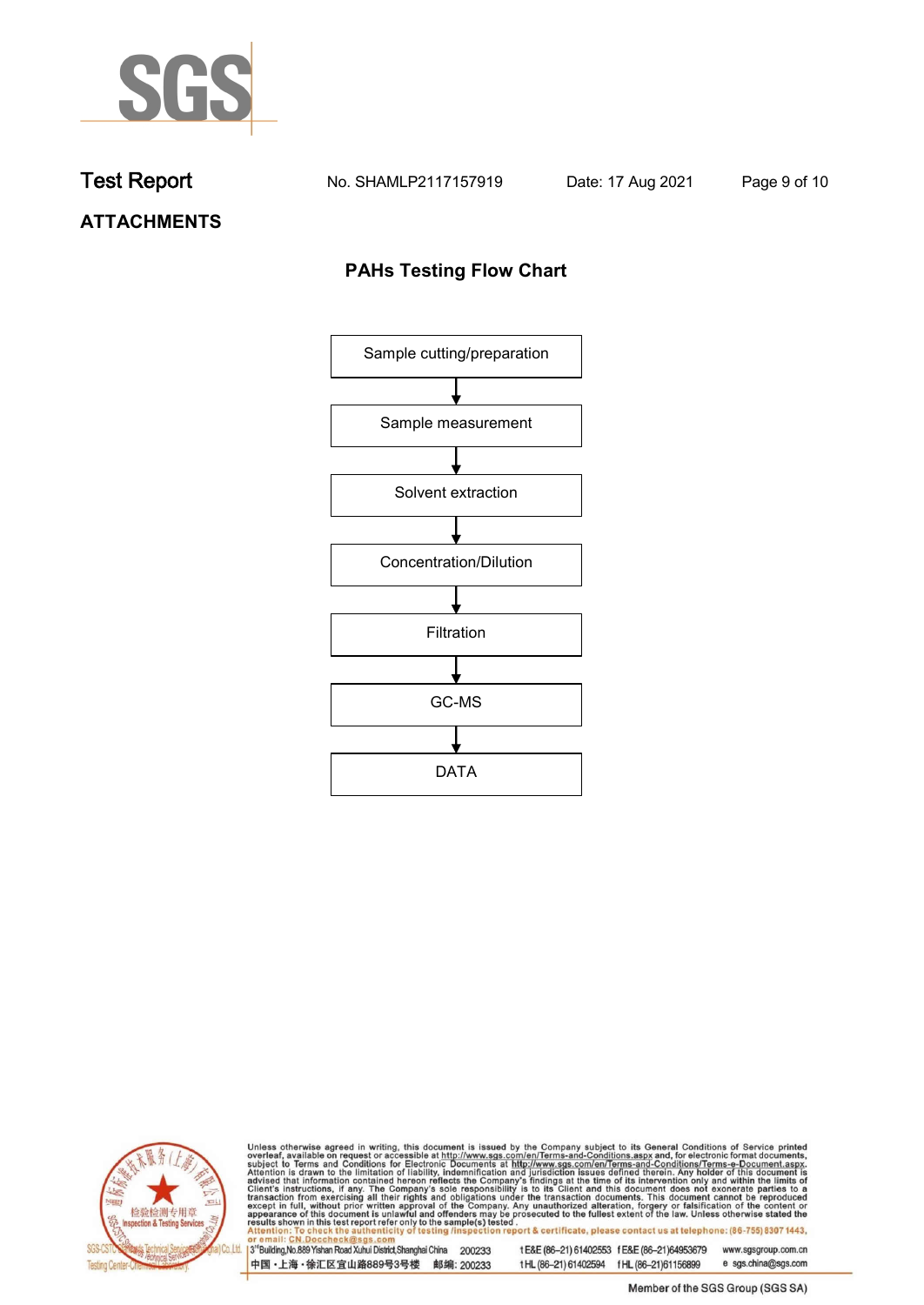## ATTACHMENTS

### PAHs Testing Flow Chart

Sample cutting/preparation

↓

Sample measurement

↓

Solvent extraction

↓

Concentration/Dilution

↓

Filtration

↓

GC-MS

↓

DATA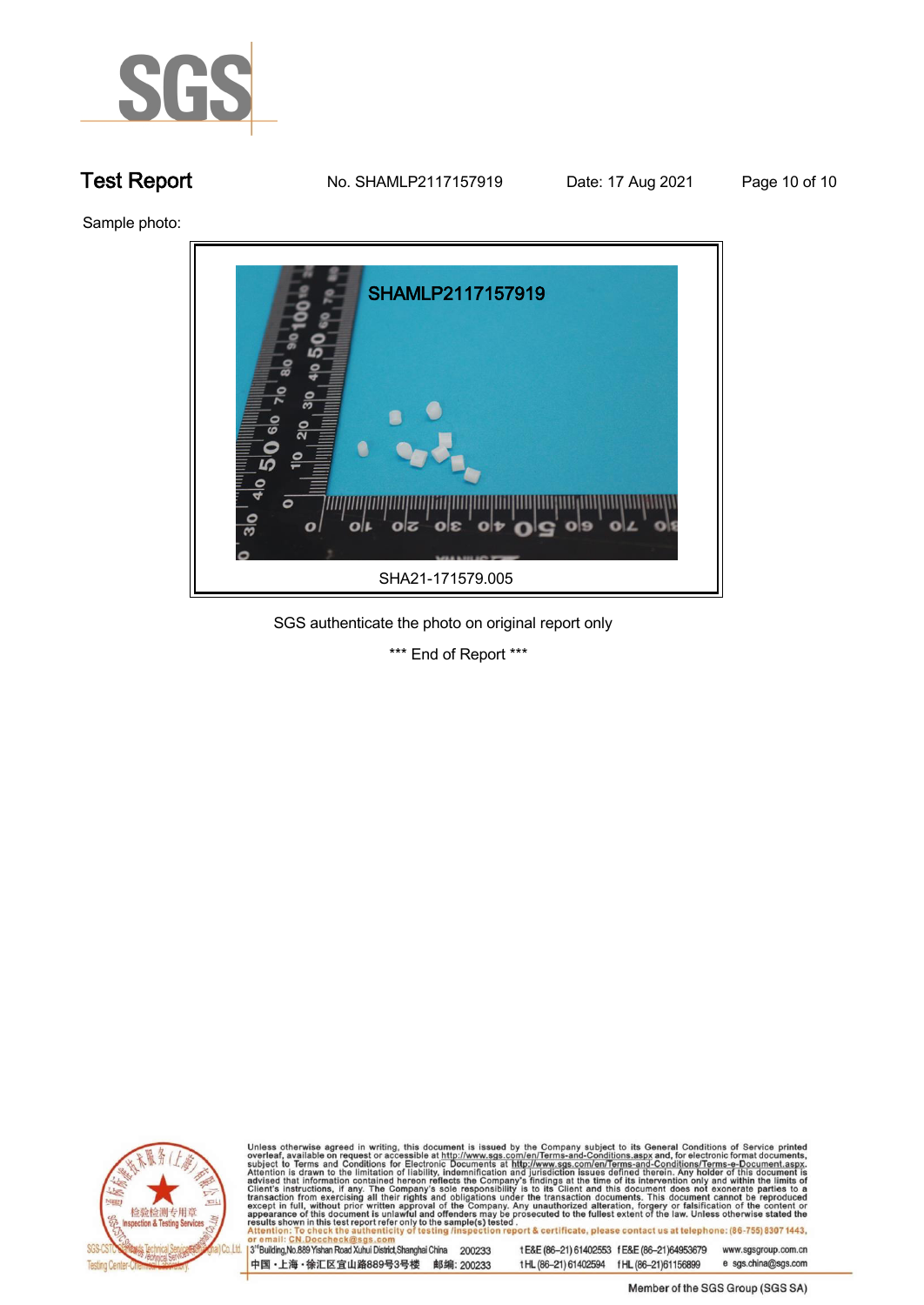**Test Report** No. SHAMLP2117157919 Date: 17 Aug 2021

Sample photo:

SHAMLP2117157919

SHA21-171579.005

SGS authenticate the photo on original report only

*** End of Report ***

Unless otherwise agreed in writing, this document is issued by the Company subject to its General Conditions of Service printed overleaf, available on request or accessible at http://www.sgs.com/en/Terms-and-Conditions.aspx and, for electronic format documents, subject to Terms and Conditions for Electronic Documents at http://www.sgs.com/en/Terms-and-Conditions/Terms-e-Document.aspx. Attention is drawn to the limitation of liability, indemnification and jurisdiction issues defined therein. Any holder of this document is advised that information contained hereon reflects the Company's findings at the time of its intervention only and within the limits of Client's instructions, if any. The Company's sole responsibility is to its Client and this document does not exonerate parties to a transaction from exercising all their rights and obligations under the transaction documents. This document cannot be reproduced except in full, without prior written approval of the Company. Any unauthorized alteration, forgery or falsification of the content or appearance of this document is unlawful and offenders may be prosecuted to the fullest extent of the law. Unless otherwise stated the results shown in this test report refer only to the sample(s) tested.

Attention: To check the authenticity of testing /inspection report & certificate, please contact us at telephone: (86-755) 8307 1443, or email: CN.Doccheck@sgs.com

3rd Building, No.889 Yishan Road Xuhui District, Shanghai China 200233 t E&E (86–21) 61402553 f E&E (86–21) 64953679 www.sgsgroup.com.cn

中国・上海・徐汇区宜山路889号3号楼 邮编: 200233 t HL (86–21) 61402594 f HL (86–21) 61156899 e sgs.china@sgs.com

Member of the SGS Group (SGS SA)